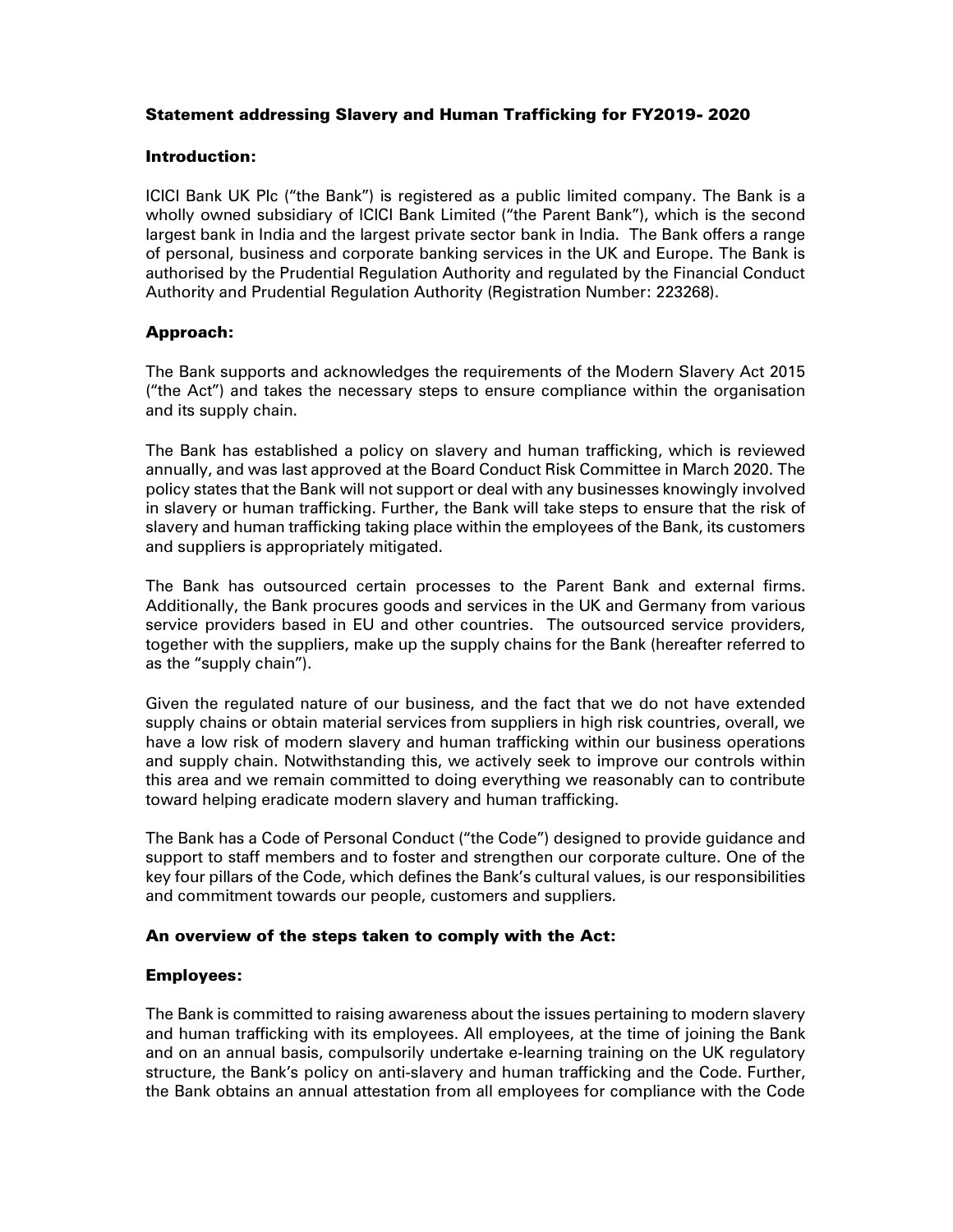## Statement addressing Slavery and Human Trafficking for FY2019- 2020

### Introduction:

ICICI Bank UK Plc ("the Bank") is registered as a public limited company. The Bank is a wholly owned subsidiary of ICICI Bank Limited ("the Parent Bank"), which is the second largest bank in India and the largest private sector bank in India. The Bank offers a range of personal, business and corporate banking services in the UK and Europe. The Bank is authorised by the Prudential Regulation Authority and regulated by the Financial Conduct Authority and Prudential Regulation Authority (Registration Number: 223268).

### Approach:

The Bank supports and acknowledges the requirements of the Modern Slavery Act 2015 ("the Act") and takes the necessary steps to ensure compliance within the organisation and its supply chain.

The Bank has established a policy on slavery and human trafficking, which is reviewed annually, and was last approved at the Board Conduct Risk Committee in March 2020. The policy states that the Bank will not support or deal with any businesses knowingly involved in slavery or human trafficking. Further, the Bank will take steps to ensure that the risk of slavery and human trafficking taking place within the employees of the Bank, its customers and suppliers is appropriately mitigated.

The Bank has outsourced certain processes to the Parent Bank and external firms. Additionally, the Bank procures goods and services in the UK and Germany from various service providers based in EU and other countries. The outsourced service providers, together with the suppliers, make up the supply chains for the Bank (hereafter referred to as the "supply chain").

Given the regulated nature of our business, and the fact that we do not have extended supply chains or obtain material services from suppliers in high risk countries, overall, we have a low risk of modern slavery and human trafficking within our business operations and supply chain. Notwithstanding this, we actively seek to improve our controls within this area and we remain committed to doing everything we reasonably can to contribute toward helping eradicate modern slavery and human trafficking.

The Bank has a Code of Personal Conduct ("the Code") designed to provide guidance and support to staff members and to foster and strengthen our corporate culture. One of the key four pillars of the Code, which defines the Bank's cultural values, is our responsibilities and commitment towards our people, customers and suppliers.

### An overview of the steps taken to comply with the Act:

### Employees:

The Bank is committed to raising awareness about the issues pertaining to modern slavery and human trafficking with its employees. All employees, at the time of joining the Bank and on an annual basis, compulsorily undertake e-learning training on the UK regulatory structure, the Bank's policy on anti-slavery and human trafficking and the Code. Further, the Bank obtains an annual attestation from all employees for compliance with the Code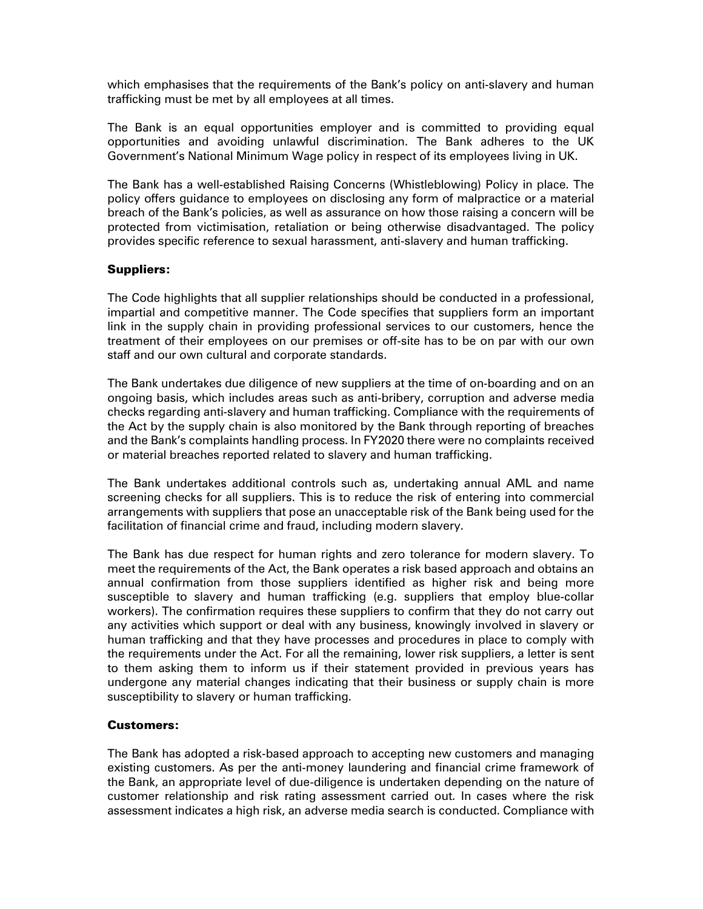which emphasises that the requirements of the Bank's policy on anti-slavery and human trafficking must be met by all employees at all times.

The Bank is an equal opportunities employer and is committed to providing equal opportunities and avoiding unlawful discrimination. The Bank adheres to the UK Government's National Minimum Wage policy in respect of its employees living in UK.

The Bank has a well-established Raising Concerns (Whistleblowing) Policy in place. The policy offers guidance to employees on disclosing any form of malpractice or a material breach of the Bank's policies, as well as assurance on how those raising a concern will be protected from victimisation, retaliation or being otherwise disadvantaged. The policy provides specific reference to sexual harassment, anti-slavery and human trafficking.

**Suppliers:**

The Code highlights that all supplier relationships should be conducted in a professional, impartial and competitive manner. The Code specifies that suppliers form an important link in the supply chain in providing professional services to our customers, hence the treatment of their employees on our premises or off-site has to be on par with our own staff and our own cultural and corporate standards.

The Bank undertakes due diligence of new suppliers at the time of on-boarding and on an ongoing basis, which includes areas such as anti-bribery, corruption and adverse media checks regarding anti-slavery and human trafficking. Compliance with the requirements of the Act by the supply chain is also monitored by the Bank through reporting of breaches and the Bank's complaints handling process. In FY2020 there were no complaints received or material breaches reported related to slavery and human trafficking.

The Bank undertakes additional controls such as, undertaking annual AML and name screening checks for all suppliers. This is to reduce the risk of entering into commercial arrangements with suppliers that pose an unacceptable risk of the Bank being used for the facilitation of financial crime and fraud, including modern slavery.

The Bank has due respect for human rights and zero tolerance for modern slavery. To meet the requirements of the Act, the Bank operates a risk based approach and obtains an annual confirmation from those suppliers identified as higher risk and being more susceptible to slavery and human trafficking (e.g. suppliers that employ blue-collar workers). The confirmation requires these suppliers to confirm that they do not carry out any activities which support or deal with any business, knowingly involved in slavery or human trafficking and that they have processes and procedures in place to comply with the requirements under the Act. For all the remaining, lower risk suppliers, a letter is sent to them asking them to inform us if their statement provided in previous years has undergone any material changes indicating that their business or supply chain is more susceptibility to slavery or human trafficking.

**Customers:**

The Bank has adopted a risk-based approach to accepting new customers and managing existing customers. As per the anti-money laundering and financial crime framework of the Bank, an appropriate level of due-diligence is undertaken depending on the nature of customer relationship and risk rating assessment carried out. In cases where the risk assessment indicates a high risk, an adverse media search is conducted. Compliance with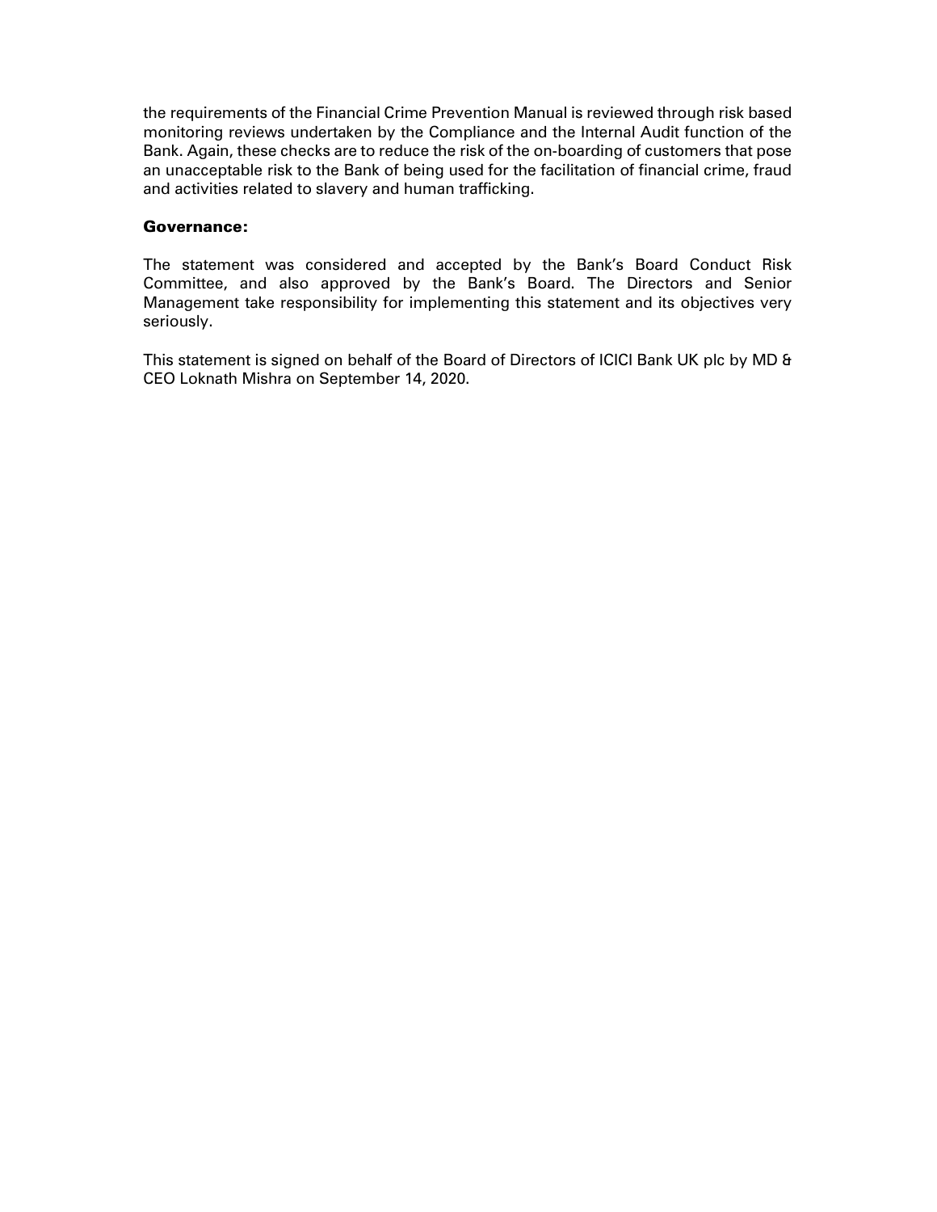the requirements of the Financial Crime Prevention Manual is reviewed through risk based monitoring reviews undertaken by the Compliance and the Internal Audit function of the Bank. Again, these checks are to reduce the risk of the on-boarding of customers that pose an unacceptable risk to the Bank of being used for the facilitation of financial crime, fraud and activities related to slavery and human trafficking.

**Governance:**

The statement was considered and accepted by the Bank's Board Conduct Risk Committee, and also approved by the Bank's Board. The Directors and Senior Management take responsibility for implementing this statement and its objectives very seriously.

This statement is signed on behalf of the Board of Directors of ICICI Bank UK plc by MD & CEO Loknath Mishra on September 14, 2020.